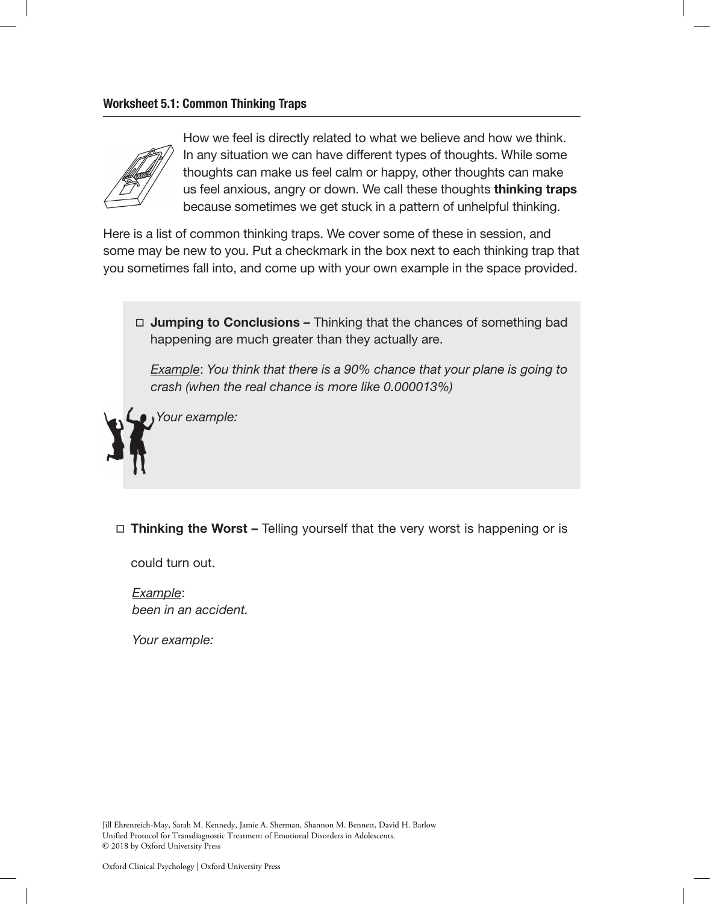**Worksheet 5.1: Common Thinking Traps**

How we feel is directly related to what we believe and how we think. In any situation we can have different types of thoughts. While some thoughts can make us feel calm or happy, other thoughts can make us feel anxious, angry or down. We call these thoughts **thinking traps** because sometimes we get stuck in a pattern of unhelpful thinking.

Here is a list of common thinking traps. We cover some of these in session, and some may be new to you. Put a checkmark in the box next to each thinking trap that you sometimes fall into, and come up with your own example in the space provided.

◻ **Jumping to Conclusions –** Thinking that the chances of something bad happening are much greater than they actually are.

*Example*: *You think that there is a 90% chance that your plane is going to crash (when the real chance is more like 0.000013%)*

*Your example:*

◻ **Thinking the Worst –** Telling yourself that the very worst is happening or is

could turn out.

*Example*:
*been in an accident.*

*Your example:*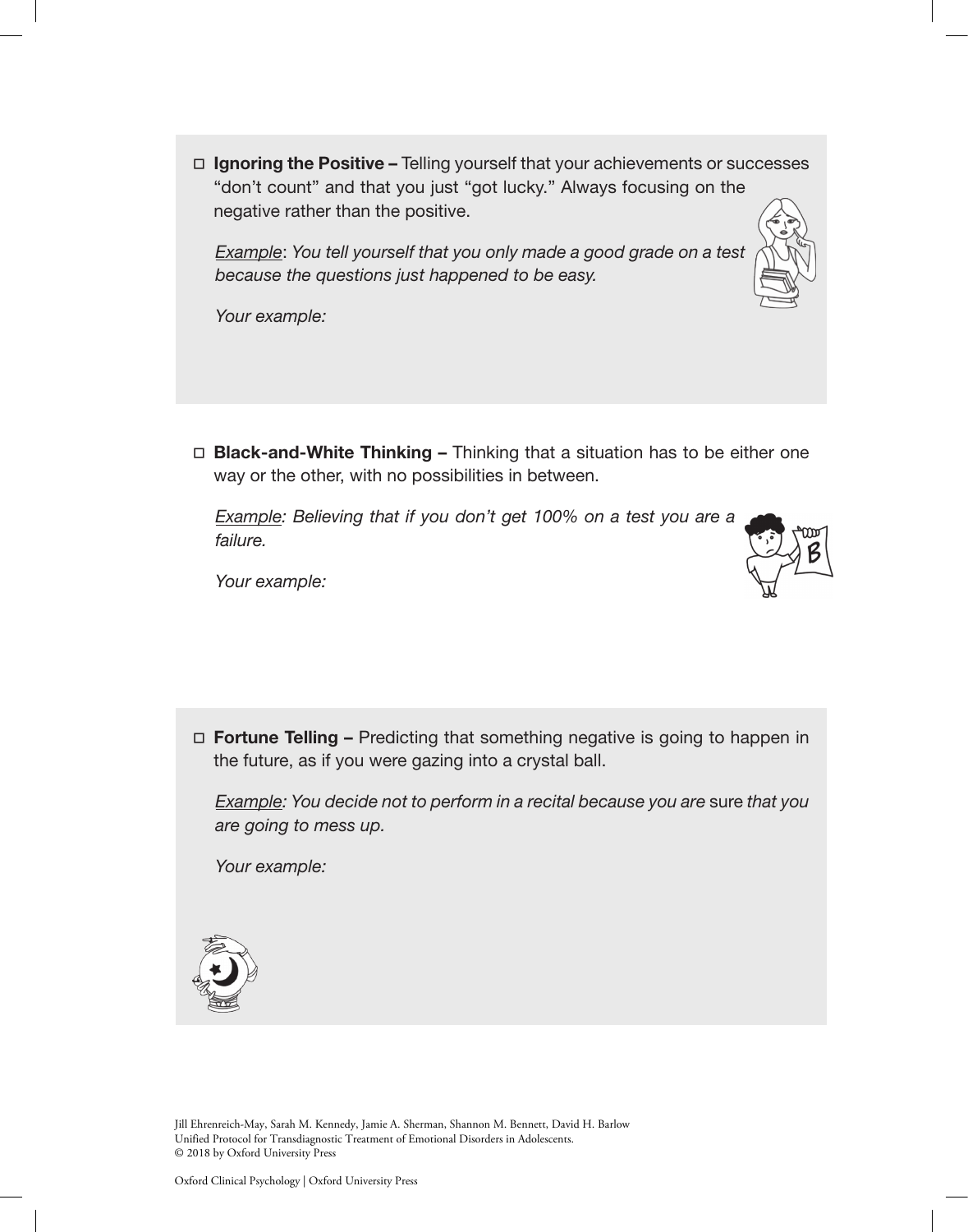☐ **Ignoring the Positive –** Telling yourself that your achievements or successes "don't count" and that you just "got lucky." Always focusing on the negative rather than the positive.

*Example: You tell yourself that you only made a good grade on a test because the questions just happened to be easy.*

*Your example:*

☐ **Black-and-White Thinking –** Thinking that a situation has to be either one way or the other, with no possibilities in between.

*Example: Believing that if you don't get 100% on a test you are a failure.*

*Your example:*

☐ **Fortune Telling –** Predicting that something negative is going to happen in the future, as if you were gazing into a crystal ball.

*Example: You decide not to perform in a recital because you are* sure *that you are going to mess up.*

*Your example:*

Jill Ehrenreich-May, Sarah M. Kennedy, Jamie A. Sherman, Shannon M. Bennett, David H. Barlow
Unified Protocol for Transdiagnostic Treatment of Emotional Disorders in Adolescents.
© 2018 by Oxford University Press

Oxford Clinical Psychology | Oxford University Press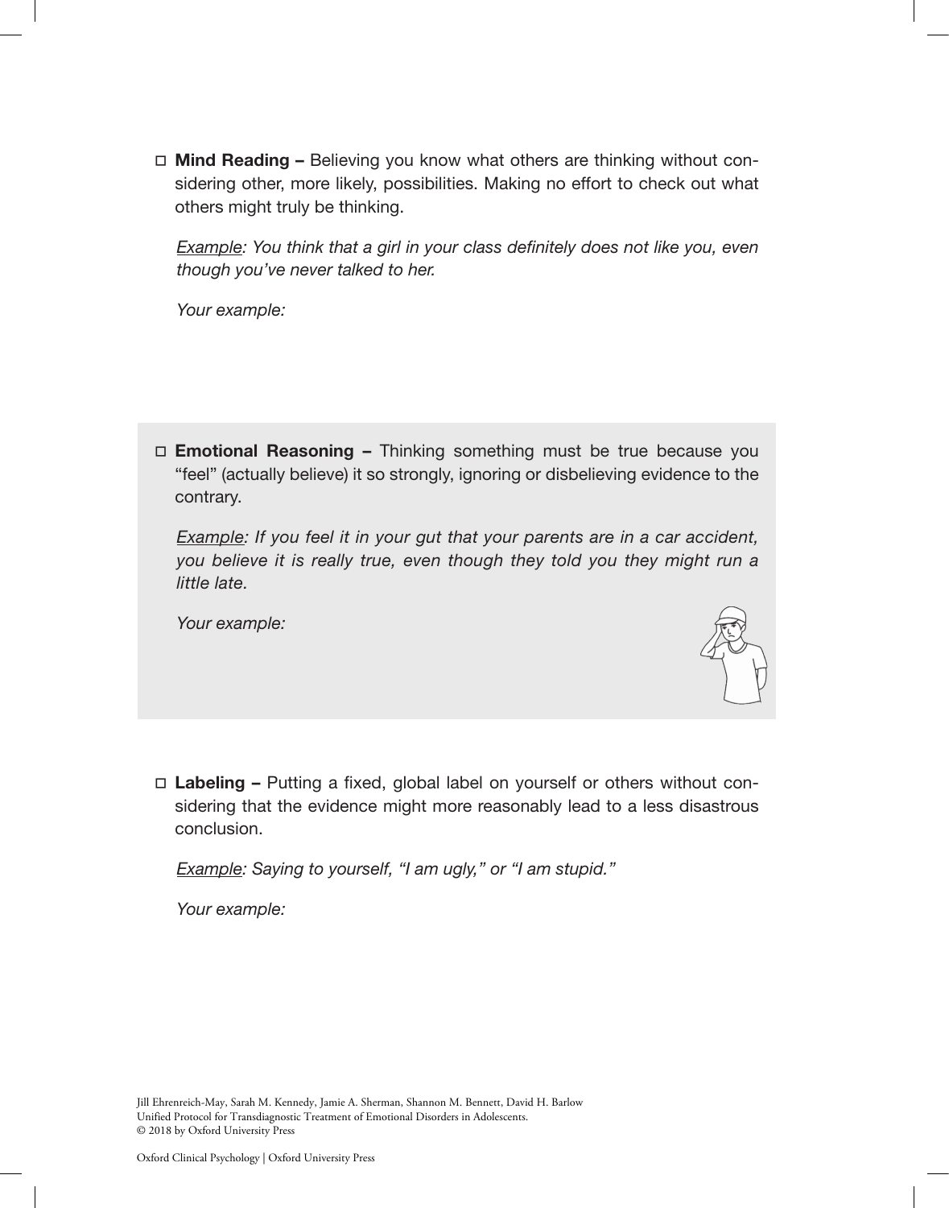☐ **Mind Reading –** Believing you know what others are thinking without considering other, more likely, possibilities. Making no effort to check out what others might truly be thinking.

*Example: You think that a girl in your class definitely does not like you, even though you've never talked to her.*

*Your example:*

☐ **Emotional Reasoning –** Thinking something must be true because you "feel" (actually believe) it so strongly, ignoring or disbelieving evidence to the contrary.

*Example: If you feel it in your gut that your parents are in a car accident, you believe it is really true, even though they told you they might run a little late.*

*Your example:*

☐ **Labeling –** Putting a fixed, global label on yourself or others without considering that the evidence might more reasonably lead to a less disastrous conclusion.

*Example: Saying to yourself, "I am ugly," or "I am stupid."*

*Your example:*

Jill Ehrenreich-May, Sarah M. Kennedy, Jamie A. Sherman, Shannon M. Bennett, David H. Barlow
Unified Protocol for Transdiagnostic Treatment of Emotional Disorders in Adolescents.
© 2018 by Oxford University Press

Oxford Clinical Psychology | Oxford University Press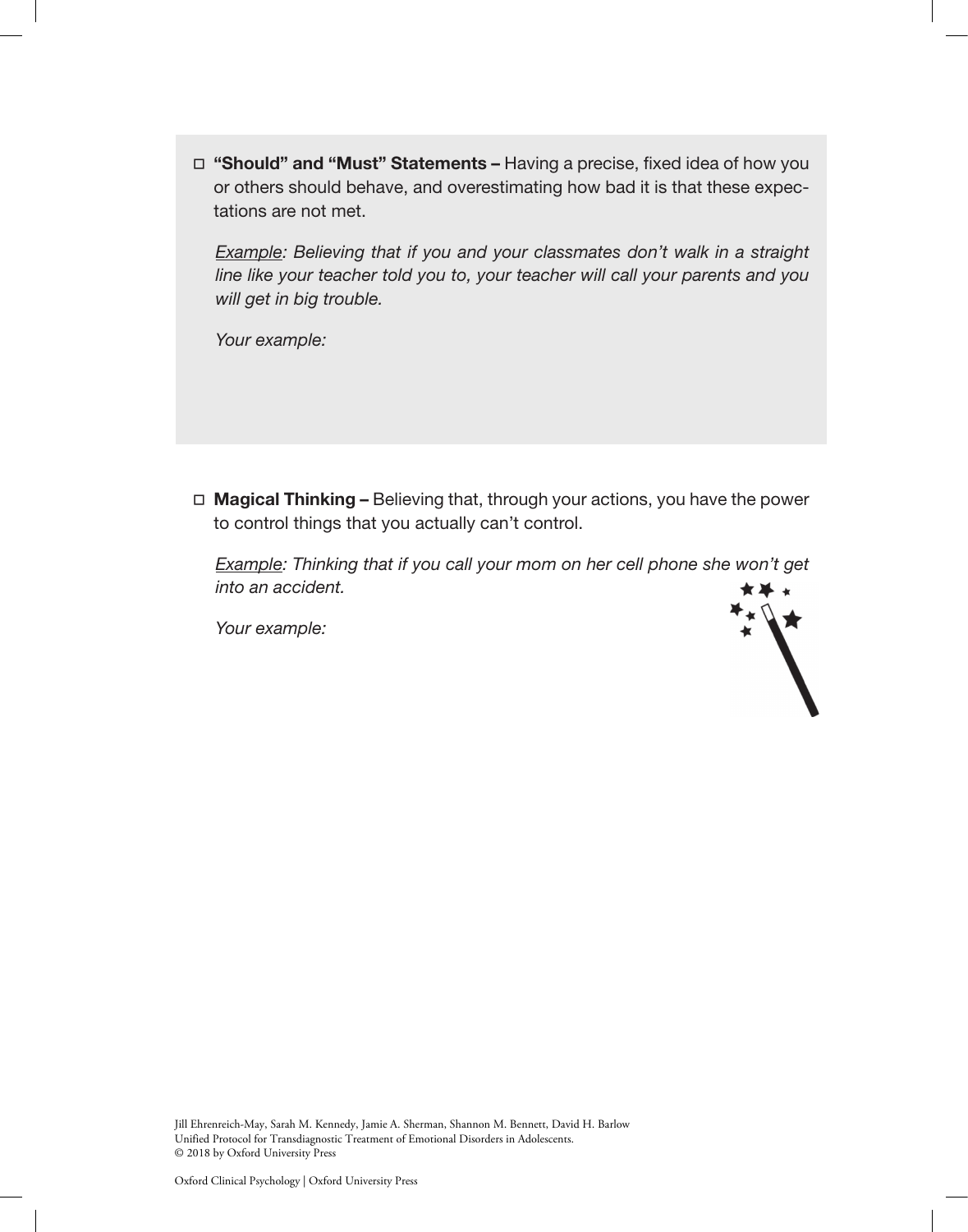- ☐ **"Should" and "Must" Statements –** Having a precise, fixed idea of how you or others should behave, and overestimating how bad it is that these expectations are not met.

  *Example: Believing that if you and your classmates don't walk in a straight line like your teacher told you to, your teacher will call your parents and you will get in big trouble.*

  *Your example:*

- ☐ **Magical Thinking –** Believing that, through your actions, you have the power to control things that you actually can't control.

  *Example: Thinking that if you call your mom on her cell phone she won't get into an accident.*

  *Your example:*

Jill Ehrenreich-May, Sarah M. Kennedy, Jamie A. Sherman, Shannon M. Bennett, David H. Barlow
Unified Protocol for Transdiagnostic Treatment of Emotional Disorders in Adolescents.
© 2018 by Oxford University Press

Oxford Clinical Psychology | Oxford University Press